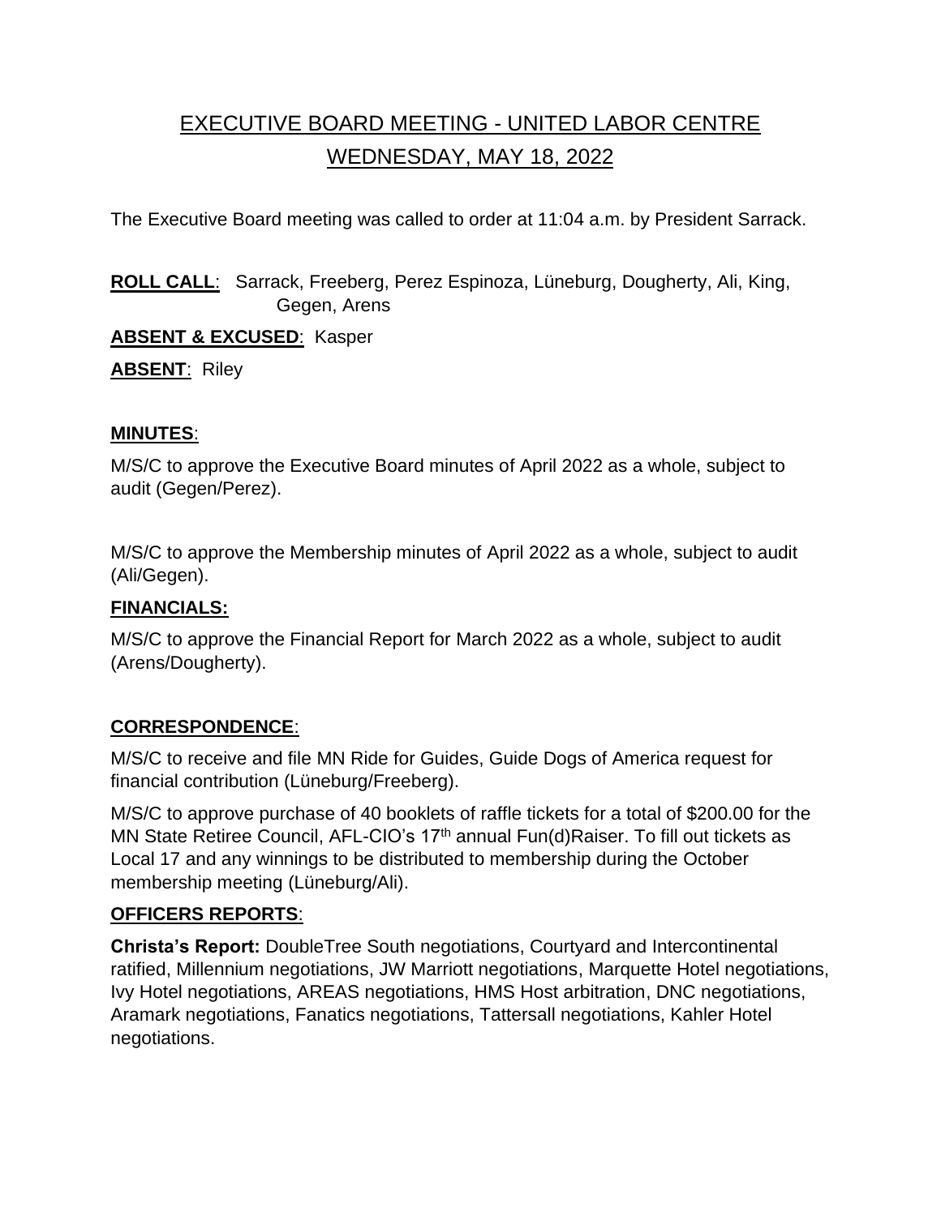# EXECUTIVE BOARD MEETING - UNITED LABOR CENTRE

## WEDNESDAY, MAY 18, 2022

The Executive Board meeting was called to order at 11:04 a.m. by President Sarrack.

**ROLL CALL**: Sarrack, Freeberg, Perez Espinoza, Lüneburg, Dougherty, Ali, King, Gegen, Arens

**ABSENT & EXCUSED**: Kasper

**ABSENT**: Riley

### MINUTES:

M/S/C to approve the Executive Board minutes of April 2022 as a whole, subject to audit (Gegen/Perez).

M/S/C to approve the Membership minutes of April 2022 as a whole, subject to audit (Ali/Gegen).

### FINANCIALS:

M/S/C to approve the Financial Report for March 2022 as a whole, subject to audit (Arens/Dougherty).

### CORRESPONDENCE:

M/S/C to receive and file MN Ride for Guides, Guide Dogs of America request for financial contribution (Lüneburg/Freeberg).

M/S/C to approve purchase of 40 booklets of raffle tickets for a total of $200.00 for the MN State Retiree Council, AFL-CIO's 17th annual Fun(d)Raiser. To fill out tickets as Local 17 and any winnings to be distributed to membership during the October membership meeting (Lüneburg/Ali).

### OFFICERS REPORTS:

**Christa's Report:** DoubleTree South negotiations, Courtyard and Intercontinental ratified, Millennium negotiations, JW Marriott negotiations, Marquette Hotel negotiations, Ivy Hotel negotiations, AREAS negotiations, HMS Host arbitration, DNC negotiations, Aramark negotiations, Fanatics negotiations, Tattersall negotiations, Kahler Hotel negotiations.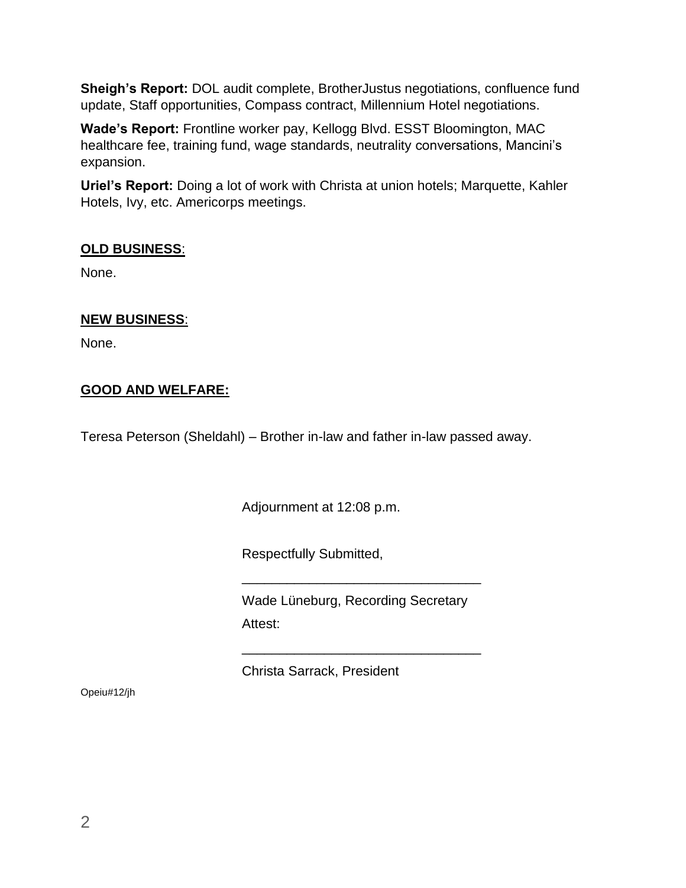**Sheigh's Report:** DOL audit complete, BrotherJustus negotiations, confluence fund update, Staff opportunities, Compass contract, Millennium Hotel negotiations.

**Wade's Report:** Frontline worker pay, Kellogg Blvd. ESST Bloomington, MAC healthcare fee, training fund, wage standards, neutrality conversations, Mancini's expansion.

**Uriel's Report:** Doing a lot of work with Christa at union hotels; Marquette, Kahler Hotels, Ivy, etc. Americorps meetings.

**OLD BUSINESS**:

None.

**NEW BUSINESS**:

None.

**GOOD AND WELFARE:**

Teresa Peterson (Sheldahl) – Brother in-law and father in-law passed away.

Adjournment at 12:08 p.m.

Respectfully Submitted,

________________________________

Wade Lüneburg, Recording Secretary

Attest:

________________________________

Christa Sarrack, President

Opeiu#12/jh